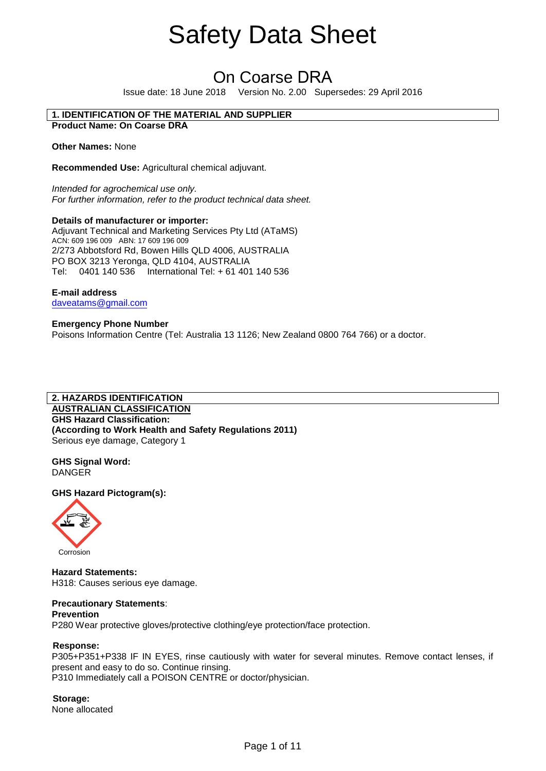# Safety Data Sheet

## On Coarse DRA

Issue date: 18 June 2018    Version No. 2.00   Supersedes: 29 April 2016

### 1. IDENTIFICATION OF THE MATERIAL AND SUPPLIER

**Product Name: On Coarse DRA**

**Other Names:** None

**Recommended Use:** Agricultural chemical adjuvant.

*Intended for agrochemical use only.*
*For further information, refer to the product technical data sheet.*

**Details of manufacturer or importer:**
Adjuvant Technical and Marketing Services Pty Ltd (ATaMS)
ACN: 609 196 009   ABN: 17 609 196 009
2/273 Abbotsford Rd, Bowen Hills QLD 4006, AUSTRALIA
PO BOX 3213 Yeronga, QLD 4104, AUSTRALIA
Tel:   0401 140 536   International Tel: + 61 401 140 536

**E-mail address**
daveatams@gmail.com

**Emergency Phone Number**
Poisons Information Centre (Tel: Australia 13 1126; New Zealand 0800 764 766) or a doctor.

### 2. HAZARDS IDENTIFICATION

**AUSTRALIAN CLASSIFICATION**

**GHS Hazard Classification:**
**(According to Work Health and Safety Regulations 2011)**
Serious eye damage, Category 1

**GHS Signal Word:**
DANGER

**GHS Hazard Pictogram(s):**

Corrosion

**Hazard Statements:**
H318: Causes serious eye damage.

**Precautionary Statements**:

**Prevention**
P280 Wear protective gloves/protective clothing/eye protection/face protection.

**Response:**
P305+P351+P338 IF IN EYES, rinse cautiously with water for several minutes. Remove contact lenses, if present and easy to do so. Continue rinsing.
P310 Immediately call a POISON CENTRE or doctor/physician.

**Storage:**
None allocated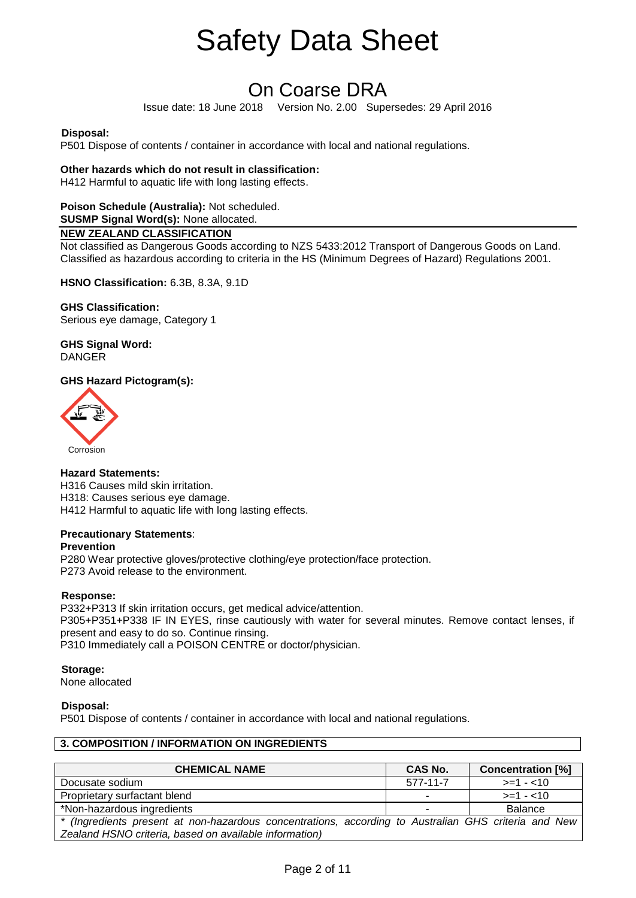**Disposal:**
P501 Dispose of contents / container in accordance with local and national regulations.

**Other hazards which do not result in classification:**
H412 Harmful to aquatic life with long lasting effects.

**Poison Schedule (Australia):** Not scheduled.
**SUSMP Signal Word(s):** None allocated.

**NEW ZEALAND CLASSIFICATION**

Not classified as Dangerous Goods according to NZS 5433:2012 Transport of Dangerous Goods on Land.
Classified as hazardous according to criteria in the HS (Minimum Degrees of Hazard) Regulations 2001.

**HSNO Classification:** 6.3B, 8.3A, 9.1D

**GHS Classification:**
Serious eye damage, Category 1

**GHS Signal Word:**
DANGER

**GHS Hazard Pictogram(s):**

Corrosion

**Hazard Statements:**
H316 Causes mild skin irritation.
H318: Causes serious eye damage.
H412 Harmful to aquatic life with long lasting effects.

**Precautionary Statements**:

**Prevention**
P280 Wear protective gloves/protective clothing/eye protection/face protection.
P273 Avoid release to the environment.

**Response:**
P332+P313 If skin irritation occurs, get medical advice/attention.
P305+P351+P338 IF IN EYES, rinse cautiously with water for several minutes. Remove contact lenses, if present and easy to do so. Continue rinsing.
P310 Immediately call a POISON CENTRE or doctor/physician.

**Storage:**
None allocated

**Disposal:**
P501 Dispose of contents / container in accordance with local and national regulations.

## 3. COMPOSITION / INFORMATION ON INGREDIENTS

| CHEMICAL NAME | CAS No. | Concentration [%] |
|---|---|---|
| Docusate sodium | 577-11-7 | >=1 - <10 |
| Proprietary surfactant blend | - | >=1 - <10 |
| *Non-hazardous ingredients | - | Balance |

* *(Ingredients present at non-hazardous concentrations, according to Australian GHS criteria and New Zealand HSNO criteria, based on available information)*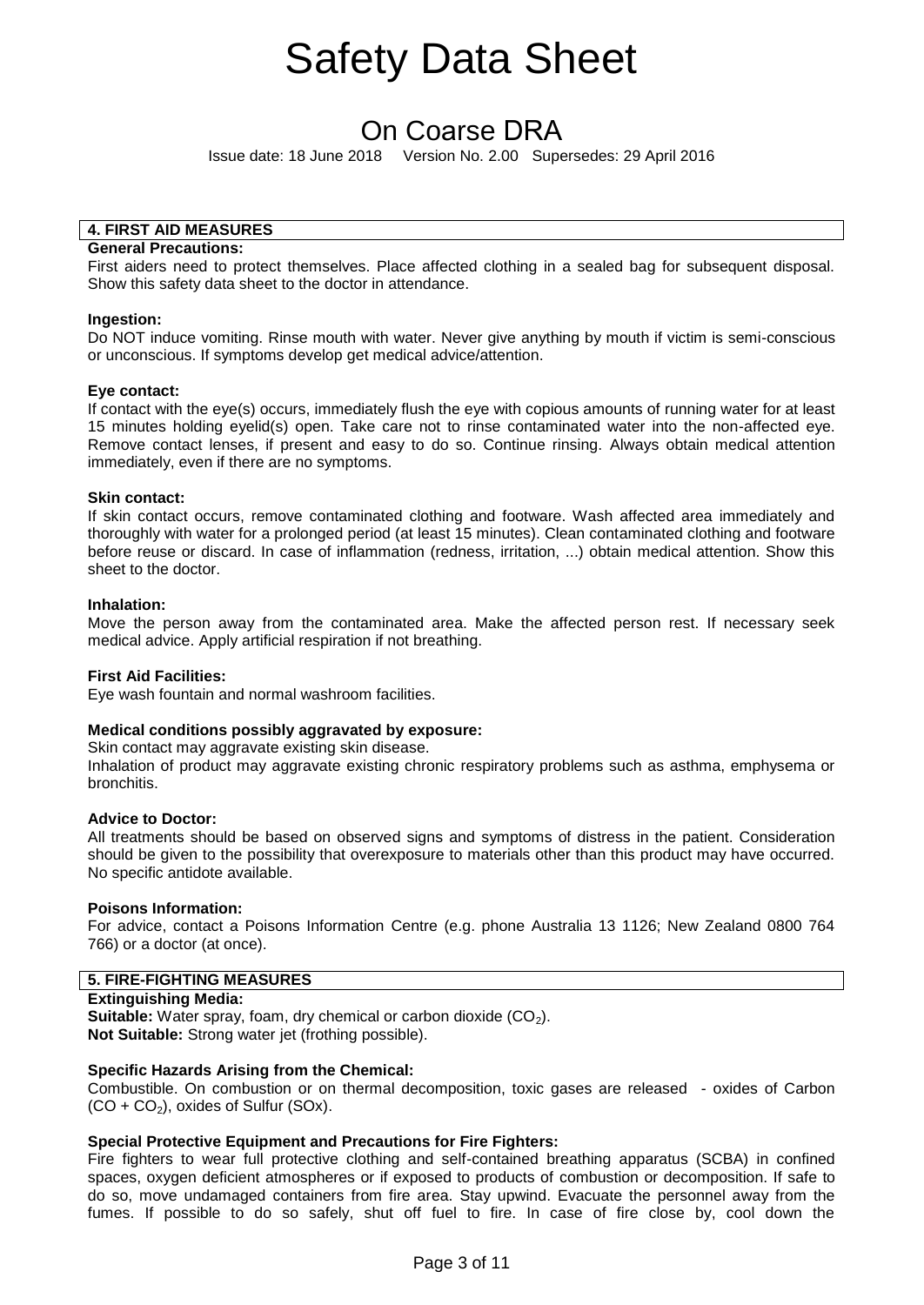## 4. FIRST AID MEASURES

**General Precautions:**
First aiders need to protect themselves. Place affected clothing in a sealed bag for subsequent disposal. Show this safety data sheet to the doctor in attendance.

**Ingestion:**
Do NOT induce vomiting. Rinse mouth with water. Never give anything by mouth if victim is semi-conscious or unconscious. If symptoms develop get medical advice/attention.

**Eye contact:**
If contact with the eye(s) occurs, immediately flush the eye with copious amounts of running water for at least 15 minutes holding eyelid(s) open. Take care not to rinse contaminated water into the non-affected eye. Remove contact lenses, if present and easy to do so. Continue rinsing. Always obtain medical attention immediately, even if there are no symptoms.

**Skin contact:**
If skin contact occurs, remove contaminated clothing and footware. Wash affected area immediately and thoroughly with water for a prolonged period (at least 15 minutes). Clean contaminated clothing and footware before reuse or discard. In case of inflammation (redness, irritation, ...) obtain medical attention. Show this sheet to the doctor.

**Inhalation:**
Move the person away from the contaminated area. Make the affected person rest. If necessary seek medical advice. Apply artificial respiration if not breathing.

**First Aid Facilities:**
Eye wash fountain and normal washroom facilities.

**Medical conditions possibly aggravated by exposure:**
Skin contact may aggravate existing skin disease.
Inhalation of product may aggravate existing chronic respiratory problems such as asthma, emphysema or bronchitis.

**Advice to Doctor:**
All treatments should be based on observed signs and symptoms of distress in the patient. Consideration should be given to the possibility that overexposure to materials other than this product may have occurred. No specific antidote available.

**Poisons Information:**
For advice, contact a Poisons Information Centre (e.g. phone Australia 13 1126; New Zealand 0800 764 766) or a doctor (at once).

## 5. FIRE-FIGHTING MEASURES

**Extinguishing Media:**
**Suitable:** Water spray, foam, dry chemical or carbon dioxide ($CO_2$).
**Not Suitable:** Strong water jet (frothing possible).

**Specific Hazards Arising from the Chemical:**
Combustible. On combustion or on thermal decomposition, toxic gases are released - oxides of Carbon ($CO + CO_2$), oxides of Sulfur (SOx).

**Special Protective Equipment and Precautions for Fire Fighters:**
Fire fighters to wear full protective clothing and self-contained breathing apparatus (SCBA) in confined spaces, oxygen deficient atmospheres or if exposed to products of combustion or decomposition. If safe to do so, move undamaged containers from fire area. Stay upwind. Evacuate the personnel away from the fumes. If possible to do so safely, shut off fuel to fire. In case of fire close by, cool down the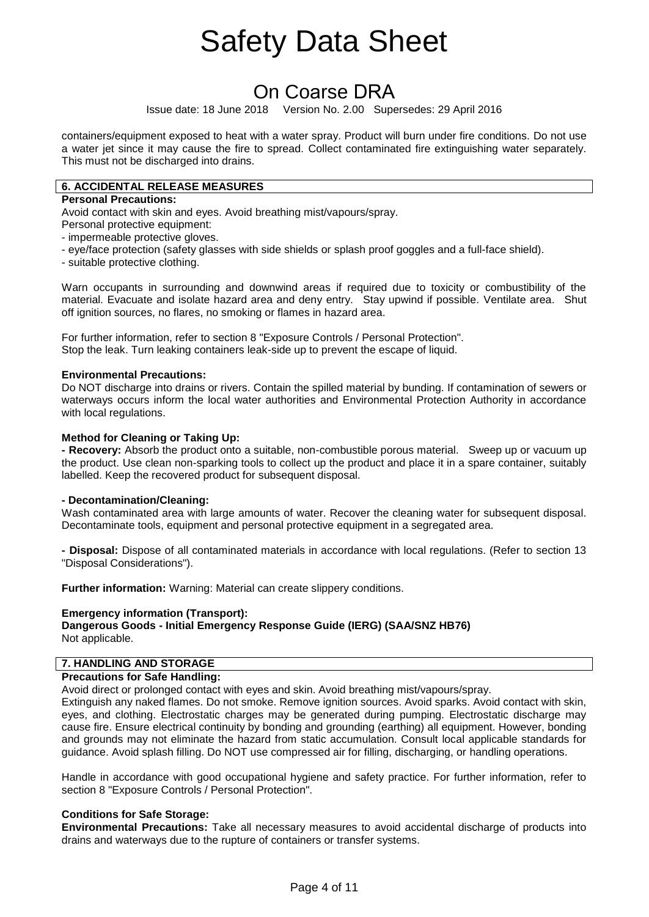containers/equipment exposed to heat with a water spray. Product will burn under fire conditions. Do not use a water jet since it may cause the fire to spread. Collect contaminated fire extinguishing water separately. This must not be discharged into drains.

## 6. ACCIDENTAL RELEASE MEASURES

**Personal Precautions:**

Avoid contact with skin and eyes. Avoid breathing mist/vapours/spray.

Personal protective equipment:

- impermeable protective gloves.
- eye/face protection (safety glasses with side shields or splash proof goggles and a full-face shield).
- suitable protective clothing.

Warn occupants in surrounding and downwind areas if required due to toxicity or combustibility of the material. Evacuate and isolate hazard area and deny entry. Stay upwind if possible. Ventilate area. Shut off ignition sources, no flares, no smoking or flames in hazard area.

For further information, refer to section 8 "Exposure Controls / Personal Protection".
Stop the leak. Turn leaking containers leak-side up to prevent the escape of liquid.

**Environmental Precautions:**

Do NOT discharge into drains or rivers. Contain the spilled material by bunding. If contamination of sewers or waterways occurs inform the local water authorities and Environmental Protection Authority in accordance with local regulations.

**Method for Cleaning or Taking Up:**

**- Recovery:** Absorb the product onto a suitable, non-combustible porous material. Sweep up or vacuum up the product. Use clean non-sparking tools to collect up the product and place it in a spare container, suitably labelled. Keep the recovered product for subsequent disposal.

**- Decontamination/Cleaning:**

Wash contaminated area with large amounts of water. Recover the cleaning water for subsequent disposal. Decontaminate tools, equipment and personal protective equipment in a segregated area.

**- Disposal:** Dispose of all contaminated materials in accordance with local regulations. (Refer to section 13 "Disposal Considerations").

**Further information:** Warning: Material can create slippery conditions.

**Emergency information (Transport):**
**Dangerous Goods - Initial Emergency Response Guide (IERG) (SAA/SNZ HB76)**
Not applicable.

## 7. HANDLING AND STORAGE

**Precautions for Safe Handling:**

Avoid direct or prolonged contact with eyes and skin. Avoid breathing mist/vapours/spray.
Extinguish any naked flames. Do not smoke. Remove ignition sources. Avoid sparks. Avoid contact with skin, eyes, and clothing. Electrostatic charges may be generated during pumping. Electrostatic discharge may cause fire. Ensure electrical continuity by bonding and grounding (earthing) all equipment. However, bonding and grounds may not eliminate the hazard from static accumulation. Consult local applicable standards for guidance. Avoid splash filling. Do NOT use compressed air for filling, discharging, or handling operations.

Handle in accordance with good occupational hygiene and safety practice. For further information, refer to section 8 "Exposure Controls / Personal Protection".

**Conditions for Safe Storage:**

**Environmental Precautions:** Take all necessary measures to avoid accidental discharge of products into drains and waterways due to the rupture of containers or transfer systems.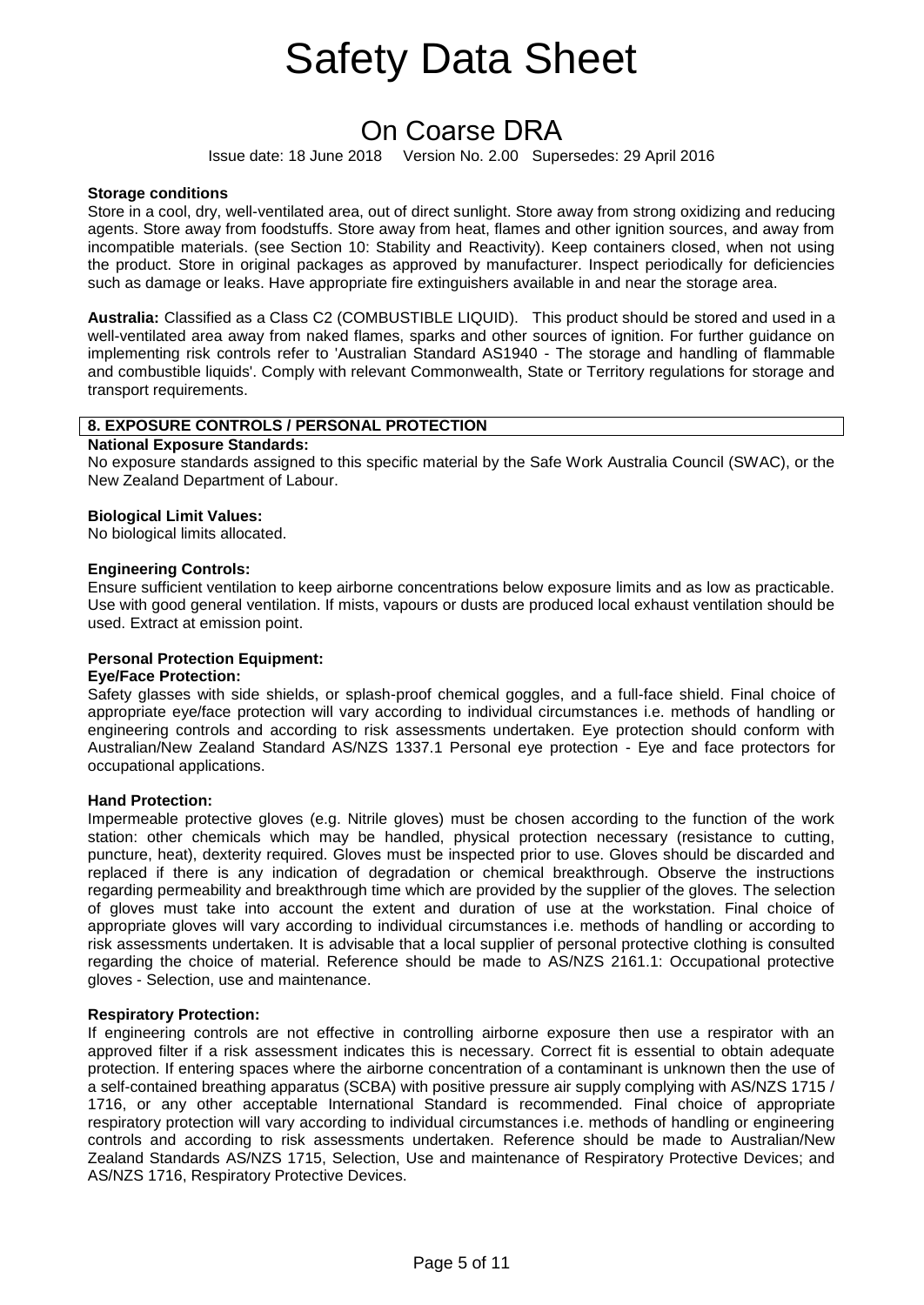**Storage conditions**
Store in a cool, dry, well-ventilated area, out of direct sunlight. Store away from strong oxidizing and reducing agents. Store away from foodstuffs. Store away from heat, flames and other ignition sources, and away from incompatible materials. (see Section 10: Stability and Reactivity). Keep containers closed, when not using the product. Store in original packages as approved by manufacturer. Inspect periodically for deficiencies such as damage or leaks. Have appropriate fire extinguishers available in and near the storage area.

**Australia:** Classified as a Class C2 (COMBUSTIBLE LIQUID). This product should be stored and used in a well-ventilated area away from naked flames, sparks and other sources of ignition. For further guidance on implementing risk controls refer to 'Australian Standard AS1940 - The storage and handling of flammable and combustible liquids'. Comply with relevant Commonwealth, State or Territory regulations for storage and transport requirements.

## 8. EXPOSURE CONTROLS / PERSONAL PROTECTION

**National Exposure Standards:**
No exposure standards assigned to this specific material by the Safe Work Australia Council (SWAC), or the New Zealand Department of Labour.

**Biological Limit Values:**
No biological limits allocated.

**Engineering Controls:**
Ensure sufficient ventilation to keep airborne concentrations below exposure limits and as low as practicable. Use with good general ventilation. If mists, vapours or dusts are produced local exhaust ventilation should be used. Extract at emission point.

**Personal Protection Equipment:**

**Eye/Face Protection:**
Safety glasses with side shields, or splash-proof chemical goggles, and a full-face shield. Final choice of appropriate eye/face protection will vary according to individual circumstances i.e. methods of handling or engineering controls and according to risk assessments undertaken. Eye protection should conform with Australian/New Zealand Standard AS/NZS 1337.1 Personal eye protection - Eye and face protectors for occupational applications.

**Hand Protection:**
Impermeable protective gloves (e.g. Nitrile gloves) must be chosen according to the function of the work station: other chemicals which may be handled, physical protection necessary (resistance to cutting, puncture, heat), dexterity required. Gloves must be inspected prior to use. Gloves should be discarded and replaced if there is any indication of degradation or chemical breakthrough. Observe the instructions regarding permeability and breakthrough time which are provided by the supplier of the gloves. The selection of gloves must take into account the extent and duration of use at the workstation. Final choice of appropriate gloves will vary according to individual circumstances i.e. methods of handling or according to risk assessments undertaken. It is advisable that a local supplier of personal protective clothing is consulted regarding the choice of material. Reference should be made to AS/NZS 2161.1: Occupational protective gloves - Selection, use and maintenance.

**Respiratory Protection:**
If engineering controls are not effective in controlling airborne exposure then use a respirator with an approved filter if a risk assessment indicates this is necessary. Correct fit is essential to obtain adequate protection. If entering spaces where the airborne concentration of a contaminant is unknown then the use of a self-contained breathing apparatus (SCBA) with positive pressure air supply complying with AS/NZS 1715 / 1716, or any other acceptable International Standard is recommended. Final choice of appropriate respiratory protection will vary according to individual circumstances i.e. methods of handling or engineering controls and according to risk assessments undertaken. Reference should be made to Australian/New Zealand Standards AS/NZS 1715, Selection, Use and maintenance of Respiratory Protective Devices; and AS/NZS 1716, Respiratory Protective Devices.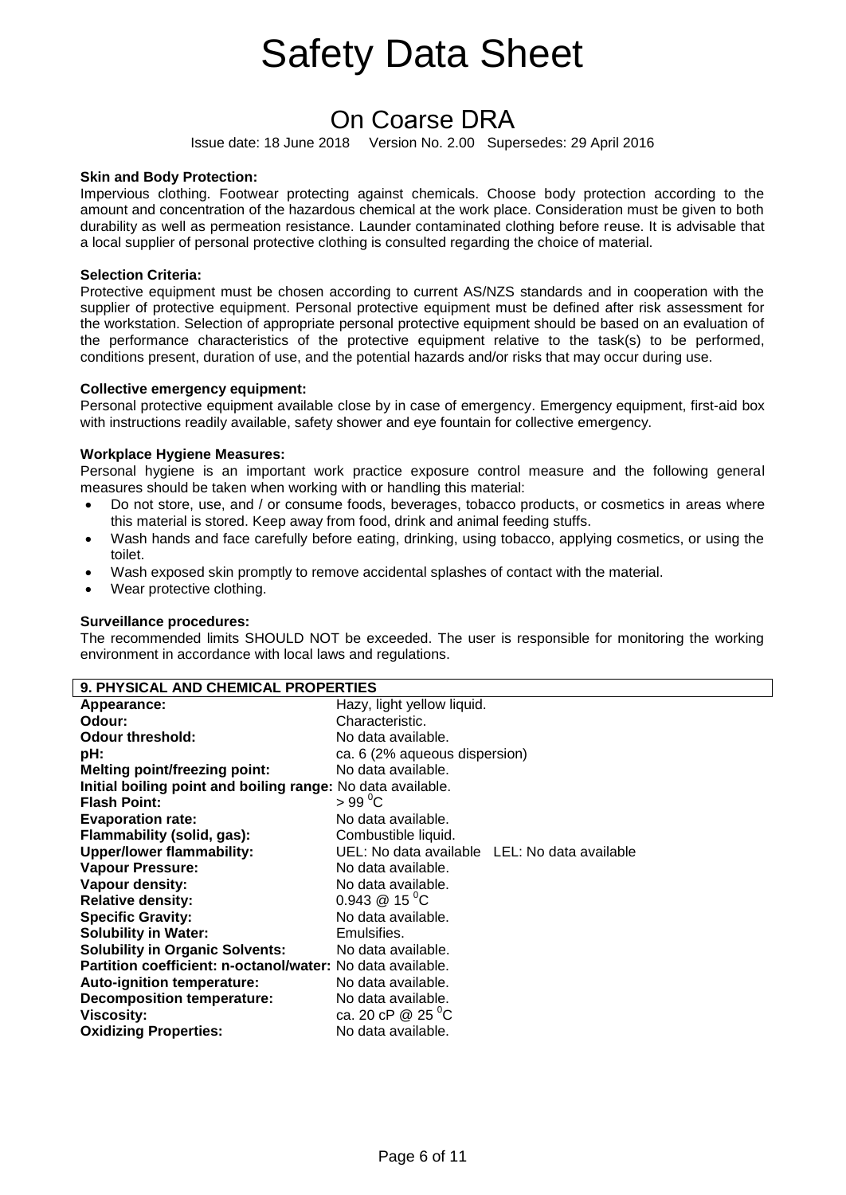**Skin and Body Protection:**
Impervious clothing. Footwear protecting against chemicals. Choose body protection according to the amount and concentration of the hazardous chemical at the work place. Consideration must be given to both durability as well as permeation resistance. Launder contaminated clothing before reuse. It is advisable that a local supplier of personal protective clothing is consulted regarding the choice of material.

**Selection Criteria:**
Protective equipment must be chosen according to current AS/NZS standards and in cooperation with the supplier of protective equipment. Personal protective equipment must be defined after risk assessment for the workstation. Selection of appropriate personal protective equipment should be based on an evaluation of the performance characteristics of the protective equipment relative to the task(s) to be performed, conditions present, duration of use, and the potential hazards and/or risks that may occur during use.

**Collective emergency equipment:**
Personal protective equipment available close by in case of emergency. Emergency equipment, first-aid box with instructions readily available, safety shower and eye fountain for collective emergency.

**Workplace Hygiene Measures:**
Personal hygiene is an important work practice exposure control measure and the following general measures should be taken when working with or handling this material:

- Do not store, use, and / or consume foods, beverages, tobacco products, or cosmetics in areas where this material is stored. Keep away from food, drink and animal feeding stuffs.
- Wash hands and face carefully before eating, drinking, using tobacco, applying cosmetics, or using the toilet.
- Wash exposed skin promptly to remove accidental splashes of contact with the material.
- Wear protective clothing.

**Surveillance procedures:**
The recommended limits SHOULD NOT be exceeded. The user is responsible for monitoring the working environment in accordance with local laws and regulations.

## 9. PHYSICAL AND CHEMICAL PROPERTIES

| Property | Value |
|---|---|
| **Appearance:** | Hazy, light yellow liquid. |
| **Odour:** | Characteristic. |
| **Odour threshold:** | No data available. |
| **pH:** | ca. 6 (2% aqueous dispersion) |
| **Melting point/freezing point:** | No data available. |
| **Initial boiling point and boiling range:** | No data available. |
| **Flash Point:** | > 99 $^{0}$C |
| **Evaporation rate:** | No data available. |
| **Flammability (solid, gas):** | Combustible liquid. |
| **Upper/lower flammability:** | UEL: No data available LEL: No data available |
| **Vapour Pressure:** | No data available. |
| **Vapour density:** | No data available. |
| **Relative density:** | 0.943 @ 15 $^{0}$C |
| **Specific Gravity:** | No data available. |
| **Solubility in Water:** | Emulsifies. |
| **Solubility in Organic Solvents:** | No data available. |
| **Partition coefficient: n-octanol/water:** | No data available. |
| **Auto-ignition temperature:** | No data available. |
| **Decomposition temperature:** | No data available. |
| **Viscosity:** | ca. 20 cP @ 25 $^{0}$C |
| **Oxidizing Properties:** | No data available. |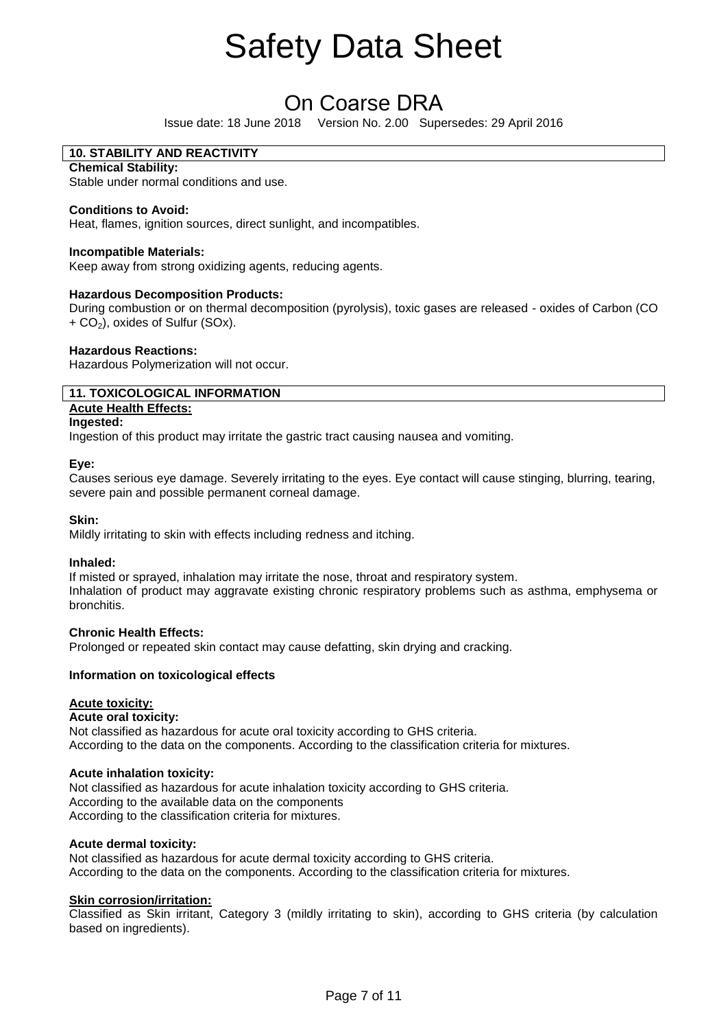## 10. STABILITY AND REACTIVITY

**Chemical Stability:**
Stable under normal conditions and use.

**Conditions to Avoid:**
Heat, flames, ignition sources, direct sunlight, and incompatibles.

**Incompatible Materials:**
Keep away from strong oxidizing agents, reducing agents.

**Hazardous Decomposition Products:**
During combustion or on thermal decomposition (pyrolysis), toxic gases are released - oxides of Carbon (CO + $CO_2$), oxides of Sulfur (SOx).

**Hazardous Reactions:**
Hazardous Polymerization will not occur.

## 11. TOXICOLOGICAL INFORMATION

**Acute Health Effects:**

**Ingested:**
Ingestion of this product may irritate the gastric tract causing nausea and vomiting.

**Eye:**
Causes serious eye damage. Severely irritating to the eyes. Eye contact will cause stinging, blurring, tearing, severe pain and possible permanent corneal damage.

**Skin:**
Mildly irritating to skin with effects including redness and itching.

**Inhaled:**
If misted or sprayed, inhalation may irritate the nose, throat and respiratory system.
Inhalation of product may aggravate existing chronic respiratory problems such as asthma, emphysema or bronchitis.

**Chronic Health Effects:**
Prolonged or repeated skin contact may cause defatting, skin drying and cracking.

**Information on toxicological effects**

**Acute toxicity:**

**Acute oral toxicity:**
Not classified as hazardous for acute oral toxicity according to GHS criteria.
According to the data on the components. According to the classification criteria for mixtures.

**Acute inhalation toxicity:**
Not classified as hazardous for acute inhalation toxicity according to GHS criteria.
According to the available data on the components
According to the classification criteria for mixtures.

**Acute dermal toxicity:**
Not classified as hazardous for acute dermal toxicity according to GHS criteria.
According to the data on the components. According to the classification criteria for mixtures.

**Skin corrosion/irritation:**
Classified as Skin irritant, Category 3 (mildly irritating to skin), according to GHS criteria (by calculation based on ingredients).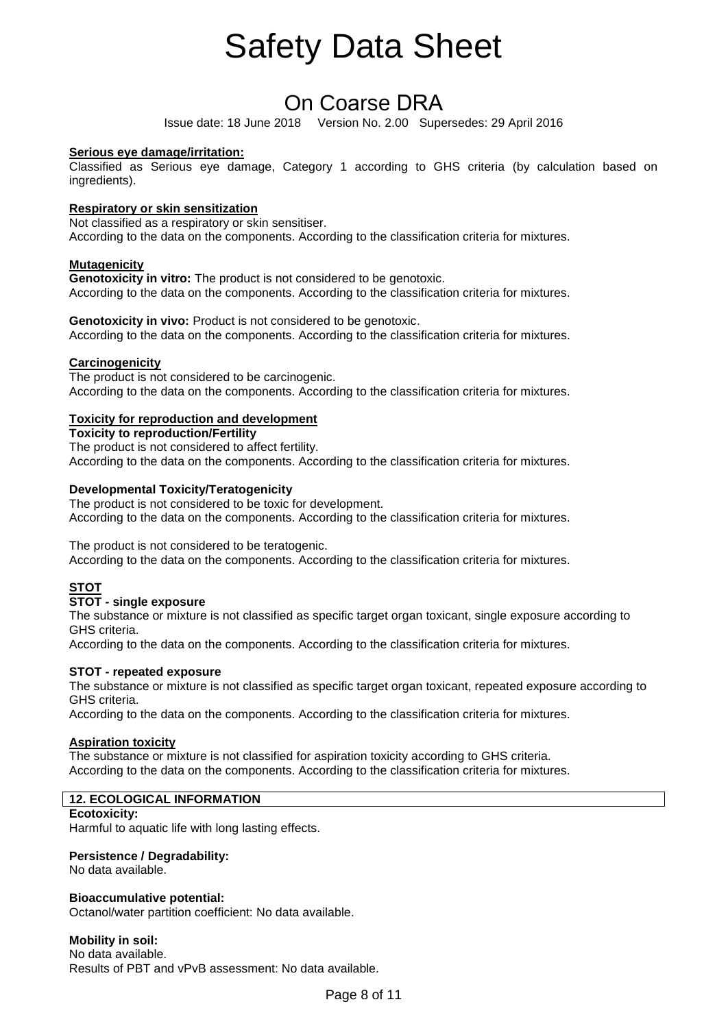**Serious eye damage/irritation:**

Classified as Serious eye damage, Category 1 according to GHS criteria (by calculation based on ingredients).

**Respiratory or skin sensitization**

Not classified as a respiratory or skin sensitiser.
According to the data on the components. According to the classification criteria for mixtures.

**Mutagenicity**

**Genotoxicity in vitro:** The product is not considered to be genotoxic.
According to the data on the components. According to the classification criteria for mixtures.

**Genotoxicity in vivo:** Product is not considered to be genotoxic.
According to the data on the components. According to the classification criteria for mixtures.

**Carcinogenicity**

The product is not considered to be carcinogenic.
According to the data on the components. According to the classification criteria for mixtures.

**Toxicity for reproduction and development**

**Toxicity to reproduction/Fertility**

The product is not considered to affect fertility.
According to the data on the components. According to the classification criteria for mixtures.

**Developmental Toxicity/Teratogenicity**

The product is not considered to be toxic for development.
According to the data on the components. According to the classification criteria for mixtures.

The product is not considered to be teratogenic.
According to the data on the components. According to the classification criteria for mixtures.

**STOT**

**STOT - single exposure**

The substance or mixture is not classified as specific target organ toxicant, single exposure according to GHS criteria.
According to the data on the components. According to the classification criteria for mixtures.

**STOT - repeated exposure**

The substance or mixture is not classified as specific target organ toxicant, repeated exposure according to GHS criteria.
According to the data on the components. According to the classification criteria for mixtures.

**Aspiration toxicity**

The substance or mixture is not classified for aspiration toxicity according to GHS criteria.
According to the data on the components. According to the classification criteria for mixtures.

## 12. ECOLOGICAL INFORMATION

**Ecotoxicity:**

Harmful to aquatic life with long lasting effects.

**Persistence / Degradability:**

No data available.

**Bioaccumulative potential:**

Octanol/water partition coefficient: No data available.

**Mobility in soil:**

No data available.
Results of PBT and vPvB assessment: No data available.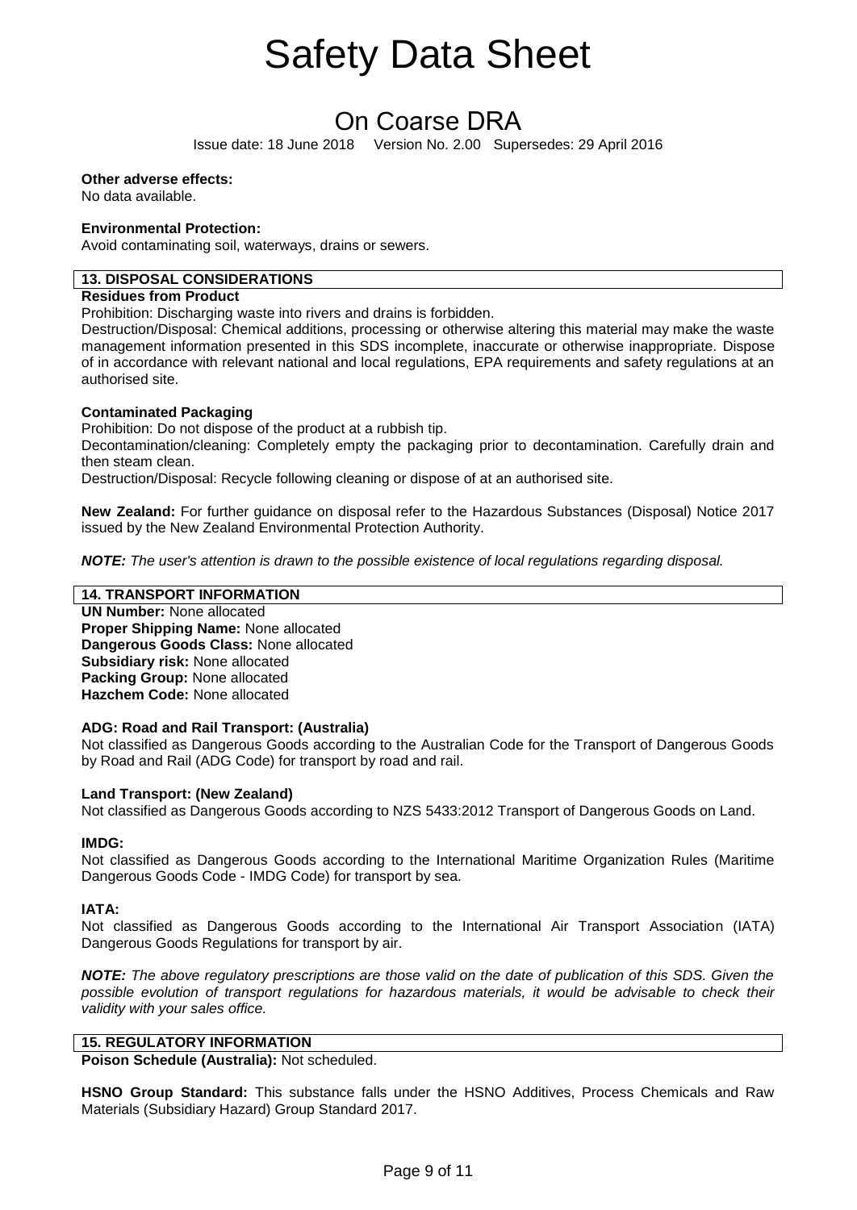**Other adverse effects:**
No data available.

**Environmental Protection:**
Avoid contaminating soil, waterways, drains or sewers.

## 13. DISPOSAL CONSIDERATIONS

**Residues from Product**

Prohibition: Discharging waste into rivers and drains is forbidden.

Destruction/Disposal: Chemical additions, processing or otherwise altering this material may make the waste management information presented in this SDS incomplete, inaccurate or otherwise inappropriate. Dispose of in accordance with relevant national and local regulations, EPA requirements and safety regulations at an authorised site.

**Contaminated Packaging**

Prohibition: Do not dispose of the product at a rubbish tip.

Decontamination/cleaning: Completely empty the packaging prior to decontamination. Carefully drain and then steam clean.

Destruction/Disposal: Recycle following cleaning or dispose of at an authorised site.

**New Zealand:** For further guidance on disposal refer to the Hazardous Substances (Disposal) Notice 2017 issued by the New Zealand Environmental Protection Authority.

***NOTE:*** *The user's attention is drawn to the possible existence of local regulations regarding disposal.*

## 14. TRANSPORT INFORMATION

**UN Number:** None allocated
**Proper Shipping Name:** None allocated
**Dangerous Goods Class:** None allocated
**Subsidiary risk:** None allocated
**Packing Group:** None allocated
**Hazchem Code:** None allocated

**ADG: Road and Rail Transport: (Australia)**
Not classified as Dangerous Goods according to the Australian Code for the Transport of Dangerous Goods by Road and Rail (ADG Code) for transport by road and rail.

**Land Transport: (New Zealand)**
Not classified as Dangerous Goods according to NZS 5433:2012 Transport of Dangerous Goods on Land.

**IMDG:**
Not classified as Dangerous Goods according to the International Maritime Organization Rules (Maritime Dangerous Goods Code - IMDG Code) for transport by sea.

**IATA:**
Not classified as Dangerous Goods according to the International Air Transport Association (IATA) Dangerous Goods Regulations for transport by air.

***NOTE:*** *The above regulatory prescriptions are those valid on the date of publication of this SDS. Given the possible evolution of transport regulations for hazardous materials, it would be advisable to check their validity with your sales office.*

## 15. REGULATORY INFORMATION

**Poison Schedule (Australia):** Not scheduled.

**HSNO Group Standard:** This substance falls under the HSNO Additives, Process Chemicals and Raw Materials (Subsidiary Hazard) Group Standard 2017.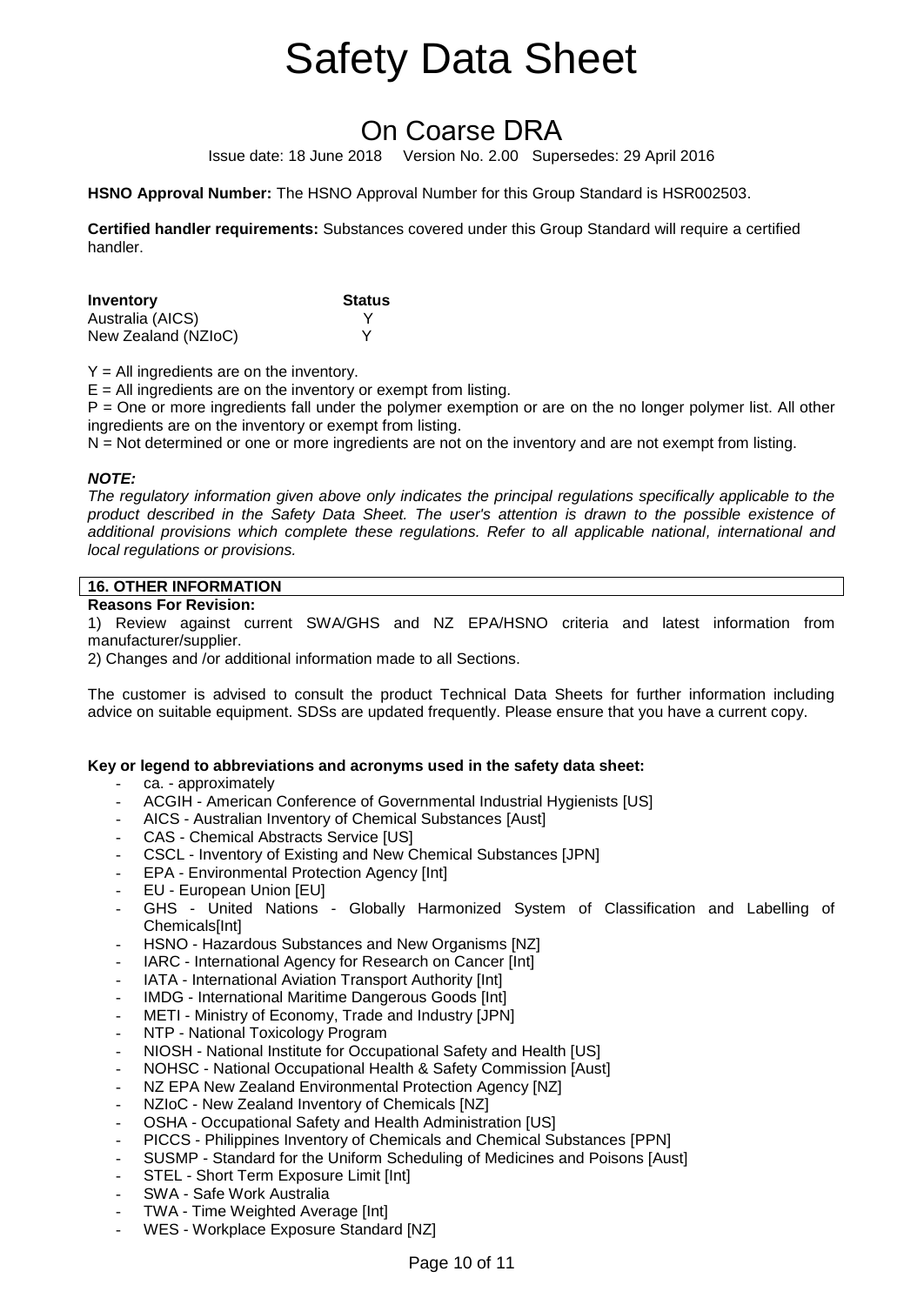# Safety Data Sheet

## On Coarse DRA

Issue date: 18 June 2018 Version No. 2.00 Supersedes: 29 April 2016

**HSNO Approval Number:** The HSNO Approval Number for this Group Standard is HSR002503.

**Certified handler requirements:** Substances covered under this Group Standard will require a certified handler.

| **Inventory** | **Status** |
|---|---|
| Australia (AICS) | Y |
| New Zealand (NZIoC) | Y |

Y = All ingredients are on the inventory.
E = All ingredients are on the inventory or exempt from listing.
P = One or more ingredients fall under the polymer exemption or are on the no longer polymer list. All other ingredients are on the inventory or exempt from listing.
N = Not determined or one or more ingredients are not on the inventory and are not exempt from listing.

***NOTE:***
*The regulatory information given above only indicates the principal regulations specifically applicable to the product described in the Safety Data Sheet. The user's attention is drawn to the possible existence of additional provisions which complete these regulations. Refer to all applicable national, international and local regulations or provisions.*

### 16. OTHER INFORMATION

**Reasons For Revision:**

1) Review against current SWA/GHS and NZ EPA/HSNO criteria and latest information from manufacturer/supplier.
2) Changes and /or additional information made to all Sections.

The customer is advised to consult the product Technical Data Sheets for further information including advice on suitable equipment. SDSs are updated frequently. Please ensure that you have a current copy.

**Key or legend to abbreviations and acronyms used in the safety data sheet:**

- ca. - approximately
- ACGIH - American Conference of Governmental Industrial Hygienists [US]
- AICS - Australian Inventory of Chemical Substances [Aust]
- CAS - Chemical Abstracts Service [US]
- CSCL - Inventory of Existing and New Chemical Substances [JPN]
- EPA - Environmental Protection Agency [Int]
- EU - European Union [EU]
- GHS - United Nations - Globally Harmonized System of Classification and Labelling of Chemicals[Int]
- HSNO - Hazardous Substances and New Organisms [NZ]
- IARC - International Agency for Research on Cancer [Int]
- IATA - International Aviation Transport Authority [Int]
- IMDG - International Maritime Dangerous Goods [Int]
- METI - Ministry of Economy, Trade and Industry [JPN]
- NTP - National Toxicology Program
- NIOSH - National Institute for Occupational Safety and Health [US]
- NOHSC - National Occupational Health & Safety Commission [Aust]
- NZ EPA New Zealand Environmental Protection Agency [NZ]
- NZIoC - New Zealand Inventory of Chemicals [NZ]
- OSHA - Occupational Safety and Health Administration [US]
- PICCS - Philippines Inventory of Chemicals and Chemical Substances [PPN]
- SUSMP - Standard for the Uniform Scheduling of Medicines and Poisons [Aust]
- STEL - Short Term Exposure Limit [Int]
- SWA - Safe Work Australia
- TWA - Time Weighted Average [Int]
- WES - Workplace Exposure Standard [NZ]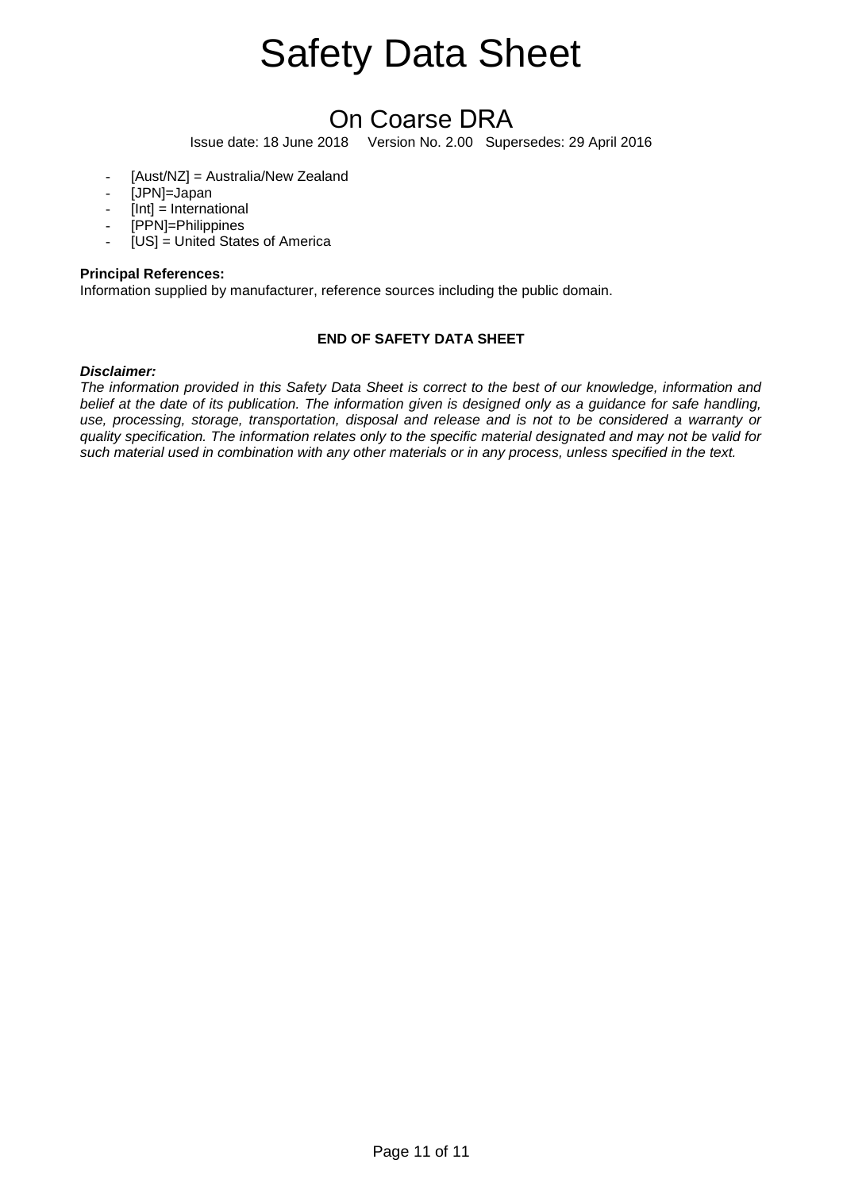- [Aust/NZ] = Australia/New Zealand
- [JPN]=Japan
- [Int] = International
- [PPN]=Philippines
- [US] = United States of America

**Principal References:**
Information supplied by manufacturer, reference sources including the public domain.

**END OF SAFETY DATA SHEET**

***Disclaimer:***
*The information provided in this Safety Data Sheet is correct to the best of our knowledge, information and belief at the date of its publication. The information given is designed only as a guidance for safe handling, use, processing, storage, transportation, disposal and release and is not to be considered a warranty or quality specification. The information relates only to the specific material designated and may not be valid for such material used in combination with any other materials or in any process, unless specified in the text.*